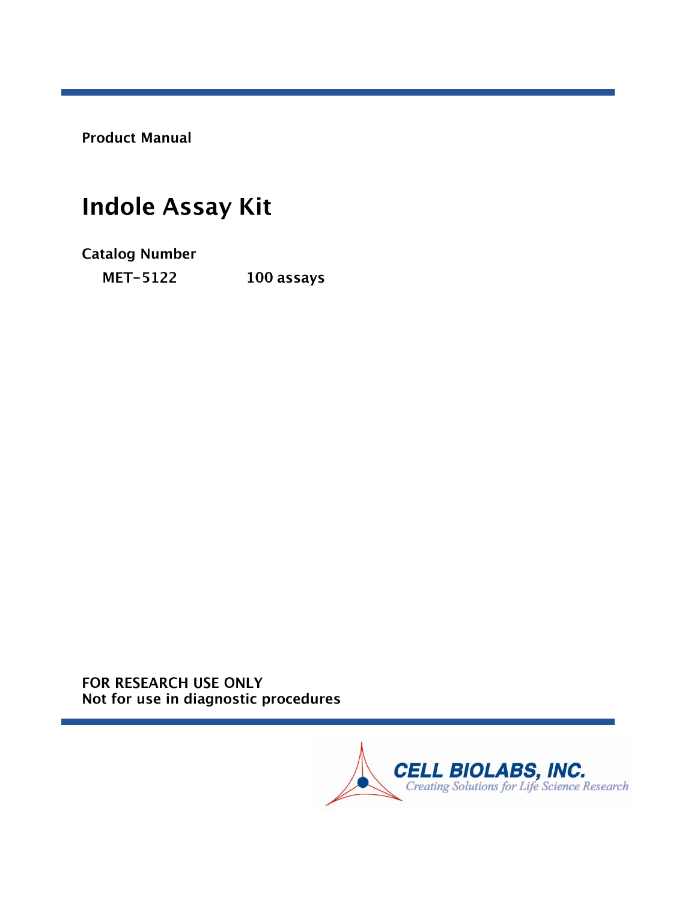Product Manual

# Indole Assay Kit

**Catalog Number**

| | |
|---|---|
| **MET-5122** | **100 assays** |

**FOR RESEARCH USE ONLY**
**Not for use in diagnostic procedures**

CELL BIOLABS, INC.
*Creating Solutions for Life Science Research*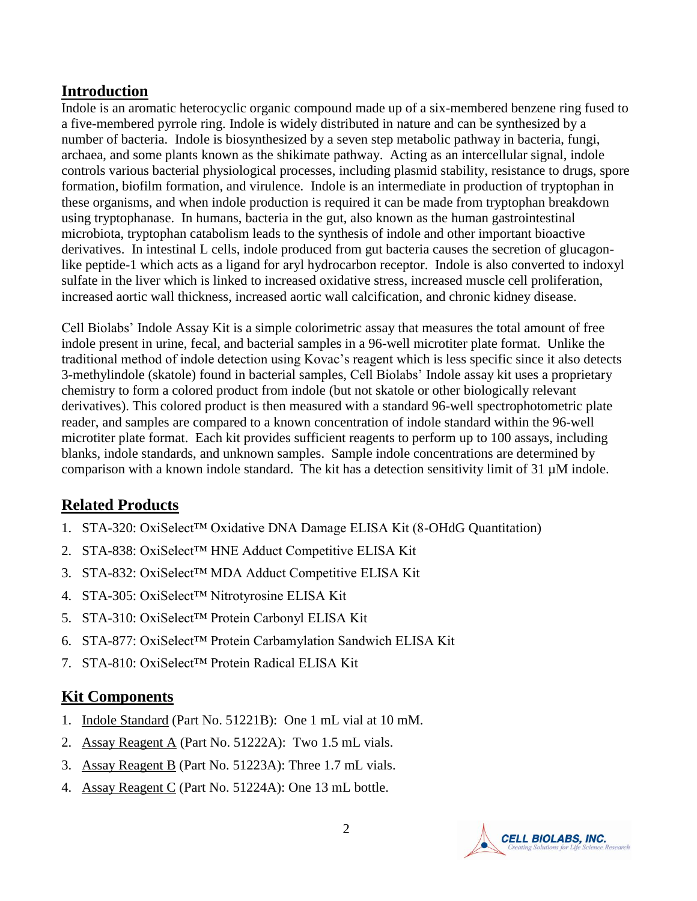## Introduction

Indole is an aromatic heterocyclic organic compound made up of a six-membered benzene ring fused to a five-membered pyrrole ring. Indole is widely distributed in nature and can be synthesized by a number of bacteria. Indole is biosynthesized by a seven step metabolic pathway in bacteria, fungi, archaea, and some plants known as the shikimate pathway. Acting as an intercellular signal, indole controls various bacterial physiological processes, including plasmid stability, resistance to drugs, spore formation, biofilm formation, and virulence. Indole is an intermediate in production of tryptophan in these organisms, and when indole production is required it can be made from tryptophan breakdown using tryptophanase. In humans, bacteria in the gut, also known as the human gastrointestinal microbiota, tryptophan catabolism leads to the synthesis of indole and other important bioactive derivatives. In intestinal L cells, indole produced from gut bacteria causes the secretion of glucagon-like peptide-1 which acts as a ligand for aryl hydrocarbon receptor. Indole is also converted to indoxyl sulfate in the liver which is linked to increased oxidative stress, increased muscle cell proliferation, increased aortic wall thickness, increased aortic wall calcification, and chronic kidney disease.

Cell Biolabs' Indole Assay Kit is a simple colorimetric assay that measures the total amount of free indole present in urine, fecal, and bacterial samples in a 96-well microtiter plate format. Unlike the traditional method of indole detection using Kovac's reagent which is less specific since it also detects 3-methylindole (skatole) found in bacterial samples, Cell Biolabs' Indole assay kit uses a proprietary chemistry to form a colored product from indole (but not skatole or other biologically relevant derivatives). This colored product is then measured with a standard 96-well spectrophotometric plate reader, and samples are compared to a known concentration of indole standard within the 96-well microtiter plate format. Each kit provides sufficient reagents to perform up to 100 assays, including blanks, indole standards, and unknown samples. Sample indole concentrations are determined by comparison with a known indole standard. The kit has a detection sensitivity limit of 31 µM indole.

## Related Products

1. STA-320: OxiSelect™ Oxidative DNA Damage ELISA Kit (8-OHdG Quantitation)
2. STA-838: OxiSelect™ HNE Adduct Competitive ELISA Kit
3. STA-832: OxiSelect™ MDA Adduct Competitive ELISA Kit
4. STA-305: OxiSelect™ Nitrotyrosine ELISA Kit
5. STA-310: OxiSelect™ Protein Carbonyl ELISA Kit
6. STA-877: OxiSelect™ Protein Carbamylation Sandwich ELISA Kit
7. STA-810: OxiSelect™ Protein Radical ELISA Kit

## Kit Components

1. Indole Standard (Part No. 51221B): One 1 mL vial at 10 mM.
2. Assay Reagent A (Part No. 51222A): Two 1.5 mL vials.
3. Assay Reagent B (Part No. 51223A): Three 1.7 mL vials.
4. Assay Reagent C (Part No. 51224A): One 13 mL bottle.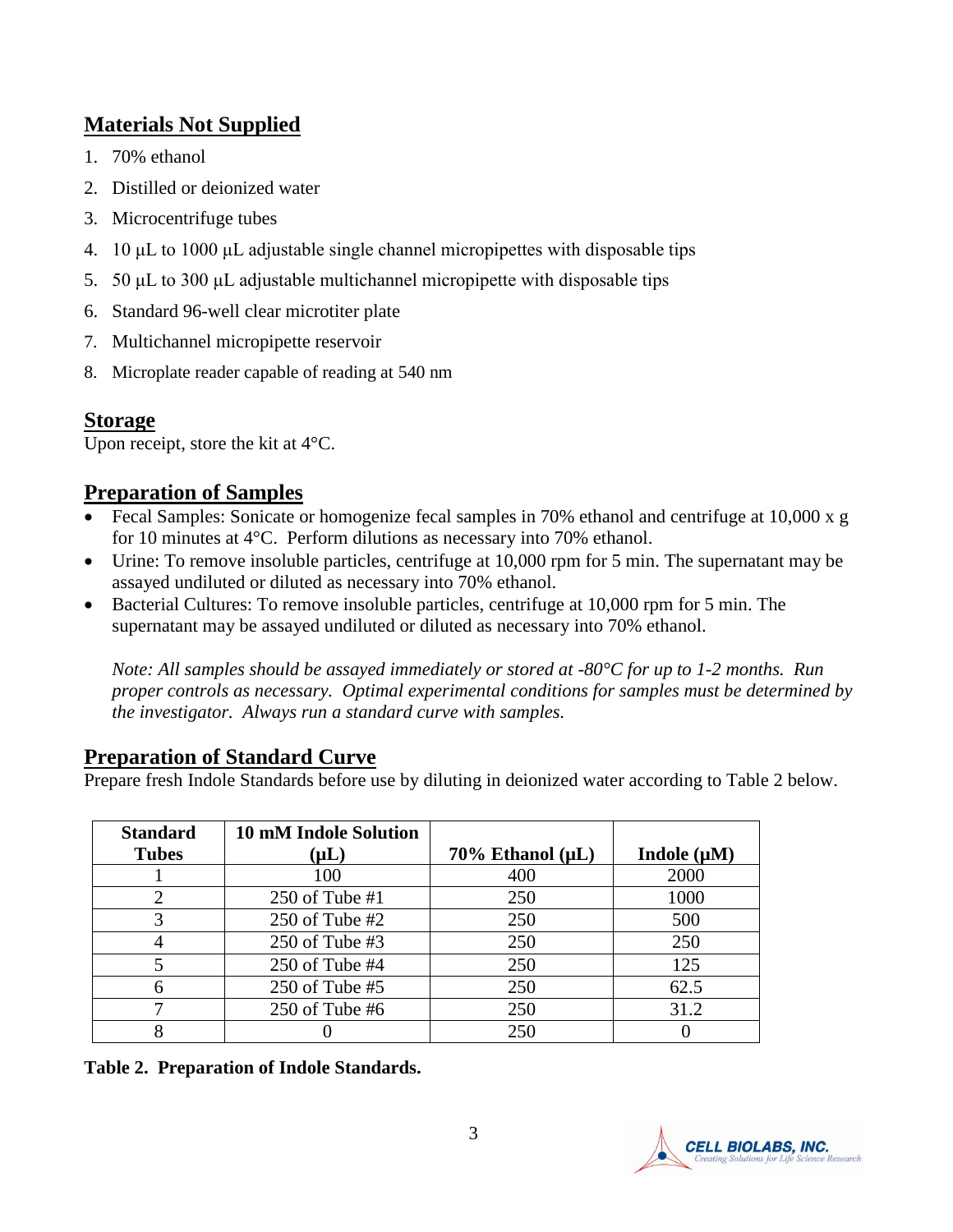## Materials Not Supplied

1. 70% ethanol
2. Distilled or deionized water
3. Microcentrifuge tubes
4. 10 µL to 1000 µL adjustable single channel micropipettes with disposable tips
5. 50 µL to 300 µL adjustable multichannel micropipette with disposable tips
6. Standard 96-well clear microtiter plate
7. Multichannel micropipette reservoir
8. Microplate reader capable of reading at 540 nm

## Storage

Upon receipt, store the kit at 4°C.

## Preparation of Samples

- Fecal Samples: Sonicate or homogenize fecal samples in 70% ethanol and centrifuge at 10,000 x g for 10 minutes at 4°C. Perform dilutions as necessary into 70% ethanol.
- Urine: To remove insoluble particles, centrifuge at 10,000 rpm for 5 min. The supernatant may be assayed undiluted or diluted as necessary into 70% ethanol.
- Bacterial Cultures: To remove insoluble particles, centrifuge at 10,000 rpm for 5 min. The supernatant may be assayed undiluted or diluted as necessary into 70% ethanol.

  *Note: All samples should be assayed immediately or stored at -80°C for up to 1-2 months. Run proper controls as necessary. Optimal experimental conditions for samples must be determined by the investigator. Always run a standard curve with samples.*

## Preparation of Standard Curve

Prepare fresh Indole Standards before use by diluting in deionized water according to Table 2 below.

| Standard Tubes | 10 mM Indole Solution (µL) | 70% Ethanol (µL) | Indole (µM) |
|---|---|---|---|
| 1 | 100 | 400 | 2000 |
| 2 | 250 of Tube #1 | 250 | 1000 |
| 3 | 250 of Tube #2 | 250 | 500 |
| 4 | 250 of Tube #3 | 250 | 250 |
| 5 | 250 of Tube #4 | 250 | 125 |
| 6 | 250 of Tube #5 | 250 | 62.5 |
| 7 | 250 of Tube #6 | 250 | 31.2 |
| 8 | 0 | 250 | 0 |

**Table 2. Preparation of Indole Standards.**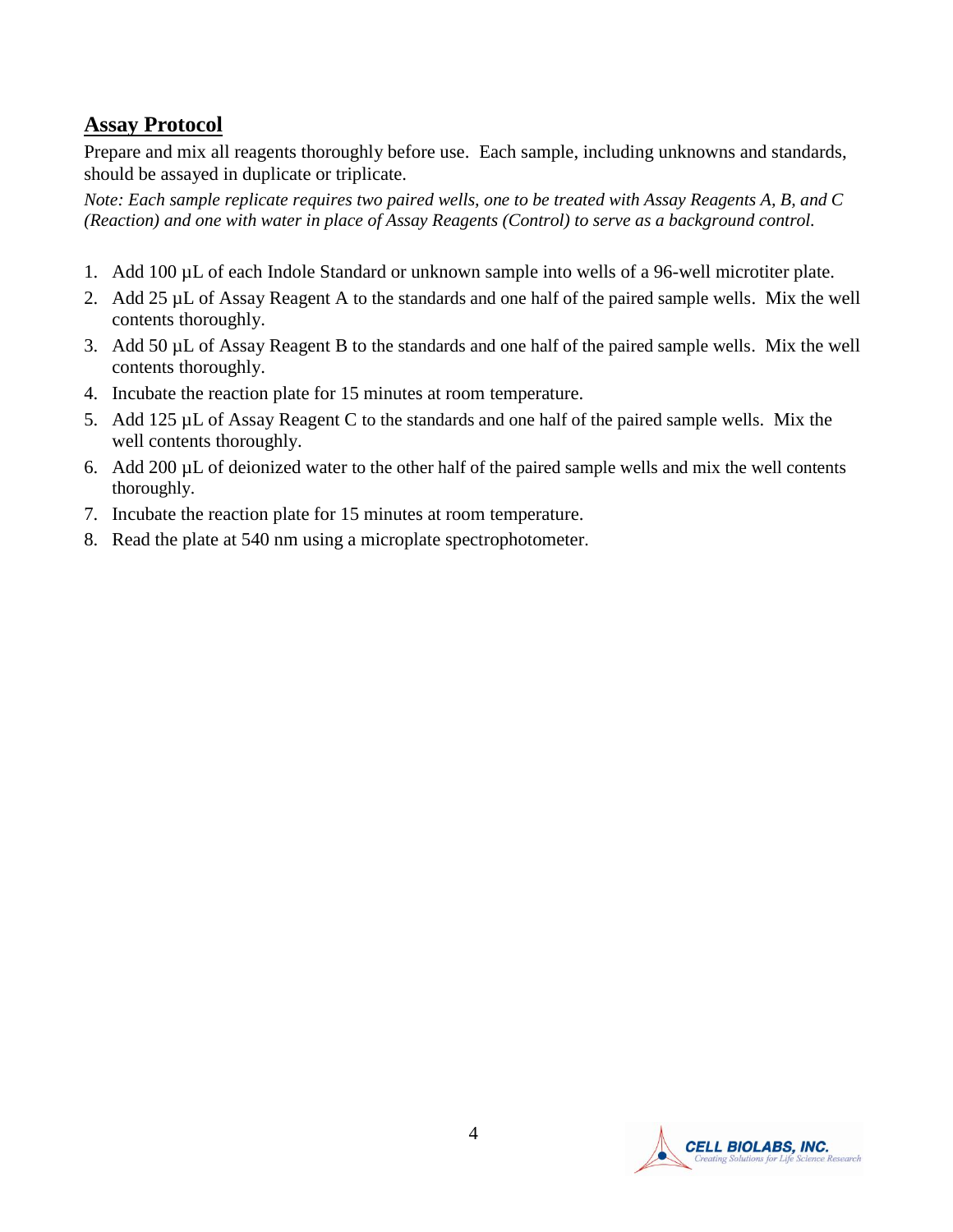## Assay Protocol

Prepare and mix all reagents thoroughly before use. Each sample, including unknowns and standards, should be assayed in duplicate or triplicate.

*Note: Each sample replicate requires two paired wells, one to be treated with Assay Reagents A, B, and C (Reaction) and one with water in place of Assay Reagents (Control) to serve as a background control.*

1. Add 100 µL of each Indole Standard or unknown sample into wells of a 96-well microtiter plate.
2. Add 25 µL of Assay Reagent A to the standards and one half of the paired sample wells. Mix the well contents thoroughly.
3. Add 50 µL of Assay Reagent B to the standards and one half of the paired sample wells. Mix the well contents thoroughly.
4. Incubate the reaction plate for 15 minutes at room temperature.
5. Add 125 µL of Assay Reagent C to the standards and one half of the paired sample wells. Mix the well contents thoroughly.
6. Add 200 µL of deionized water to the other half of the paired sample wells and mix the well contents thoroughly.
7. Incubate the reaction plate for 15 minutes at room temperature.
8. Read the plate at 540 nm using a microplate spectrophotometer.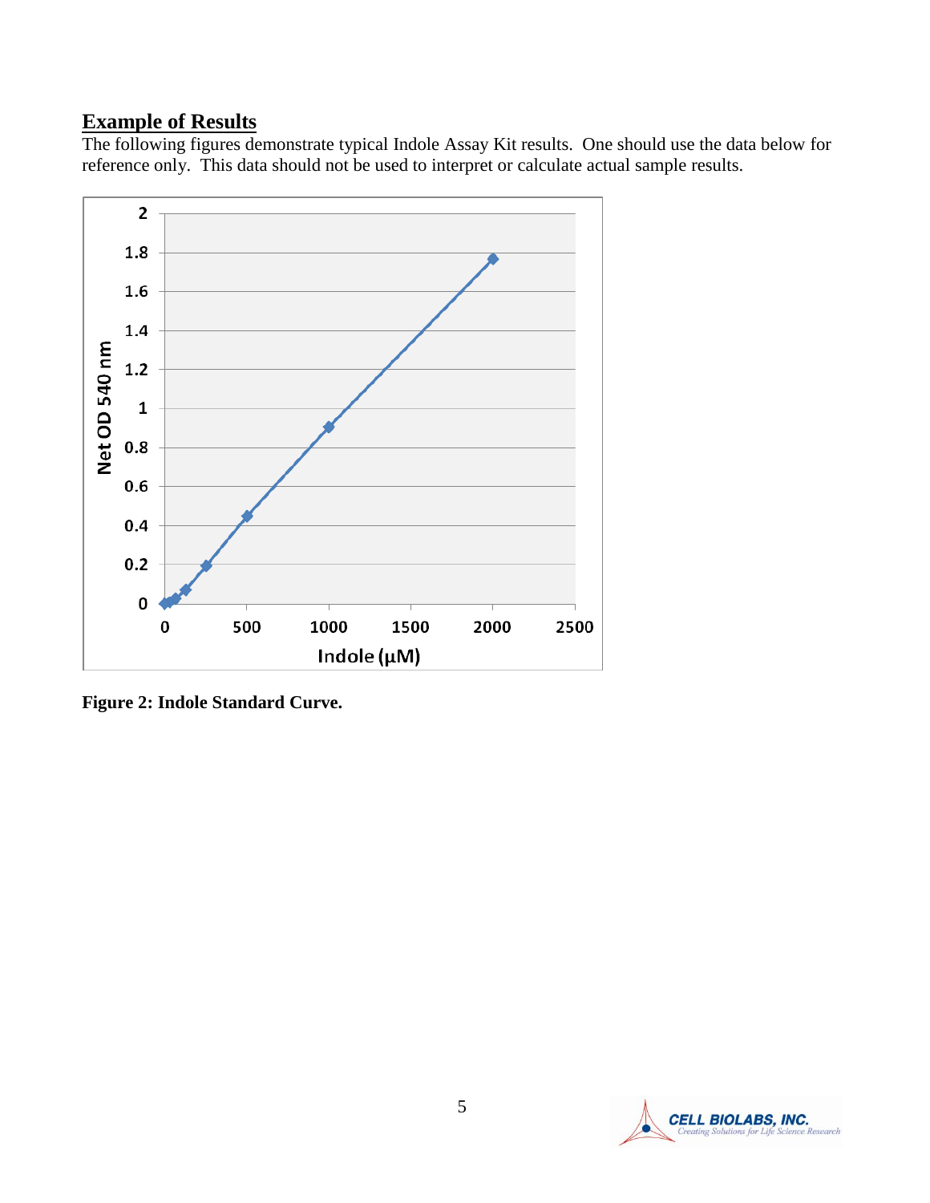## Example of Results

The following figures demonstrate typical Indole Assay Kit results. One should use the data below for reference only. This data should not be used to interpret or calculate actual sample results.

**Figure 2: Indole Standard Curve.**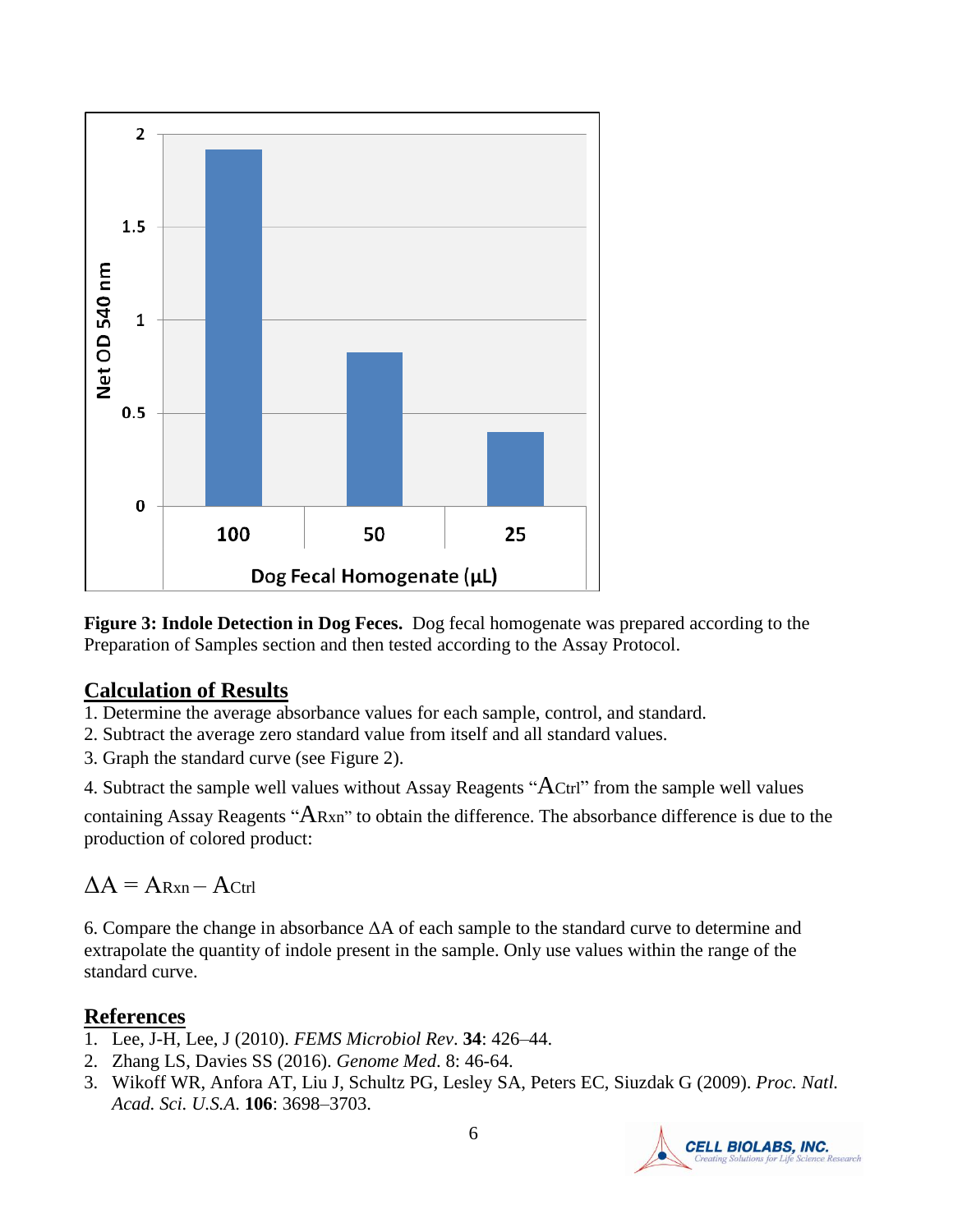**Figure 3: Indole Detection in Dog Feces.** Dog fecal homogenate was prepared according to the Preparation of Samples section and then tested according to the Assay Protocol.

## Calculation of Results

1. Determine the average absorbance values for each sample, control, and standard.
2. Subtract the average zero standard value from itself and all standard values.
3. Graph the standard curve (see Figure 2).
4. Subtract the sample well values without Assay Reagents "$A_{Ctrl}$" from the sample well values containing Assay Reagents "$A_{Rxn}$" to obtain the difference. The absorbance difference is due to the production of colored product:

$$\Delta A = A_{Rxn} - A_{Ctrl}$$

6. Compare the change in absorbance $\Delta A$ of each sample to the standard curve to determine and extrapolate the quantity of indole present in the sample. Only use values within the range of the standard curve.

## References

1. Lee, J-H, Lee, J (2010). *FEMS Microbiol Rev*. **34**: 426–44.
2. Zhang LS, Davies SS (2016). *Genome Med*. 8: 46-64.
3. Wikoff WR, Anfora AT, Liu J, Schultz PG, Lesley SA, Peters EC, Siuzdak G (2009). *Proc. Natl. Acad. Sci. U.S.A.* **106**: 3698–3703.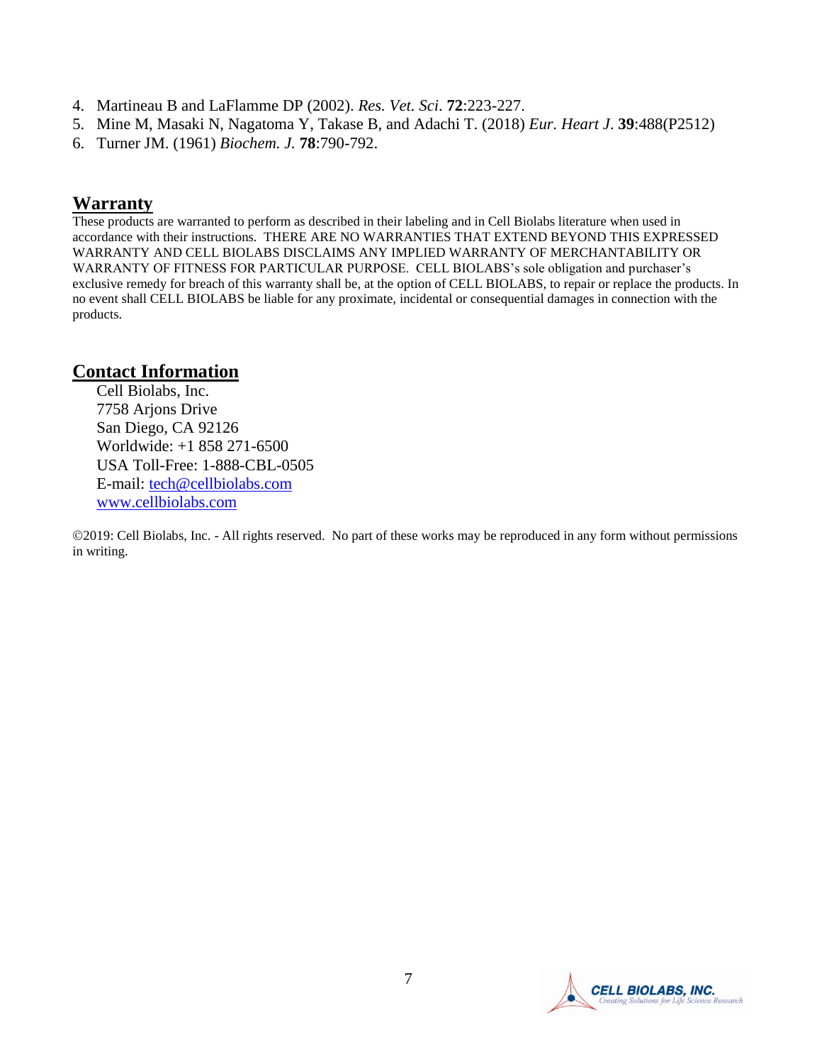4. Martineau B and LaFlamme DP (2002). *Res. Vet. Sci*. **72**:223-227.
5. Mine M, Masaki N, Nagatoma Y, Takase B, and Adachi T. (2018) *Eur. Heart J*. **39**:488(P2512)
6. Turner JM. (1961) *Biochem. J.* **78**:790-792.

## Warranty

These products are warranted to perform as described in their labeling and in Cell Biolabs literature when used in accordance with their instructions. THERE ARE NO WARRANTIES THAT EXTEND BEYOND THIS EXPRESSED WARRANTY AND CELL BIOLABS DISCLAIMS ANY IMPLIED WARRANTY OF MERCHANTABILITY OR WARRANTY OF FITNESS FOR PARTICULAR PURPOSE. CELL BIOLABS's sole obligation and purchaser's exclusive remedy for breach of this warranty shall be, at the option of CELL BIOLABS, to repair or replace the products. In no event shall CELL BIOLABS be liable for any proximate, incidental or consequential damages in connection with the products.

## Contact Information

Cell Biolabs, Inc.
7758 Arjons Drive
San Diego, CA 92126
Worldwide: +1 858 271-6500
USA Toll-Free: 1-888-CBL-0505
E-mail: tech@cellbiolabs.com
www.cellbiolabs.com

©2019: Cell Biolabs, Inc. - All rights reserved. No part of these works may be reproduced in any form without permissions in writing.